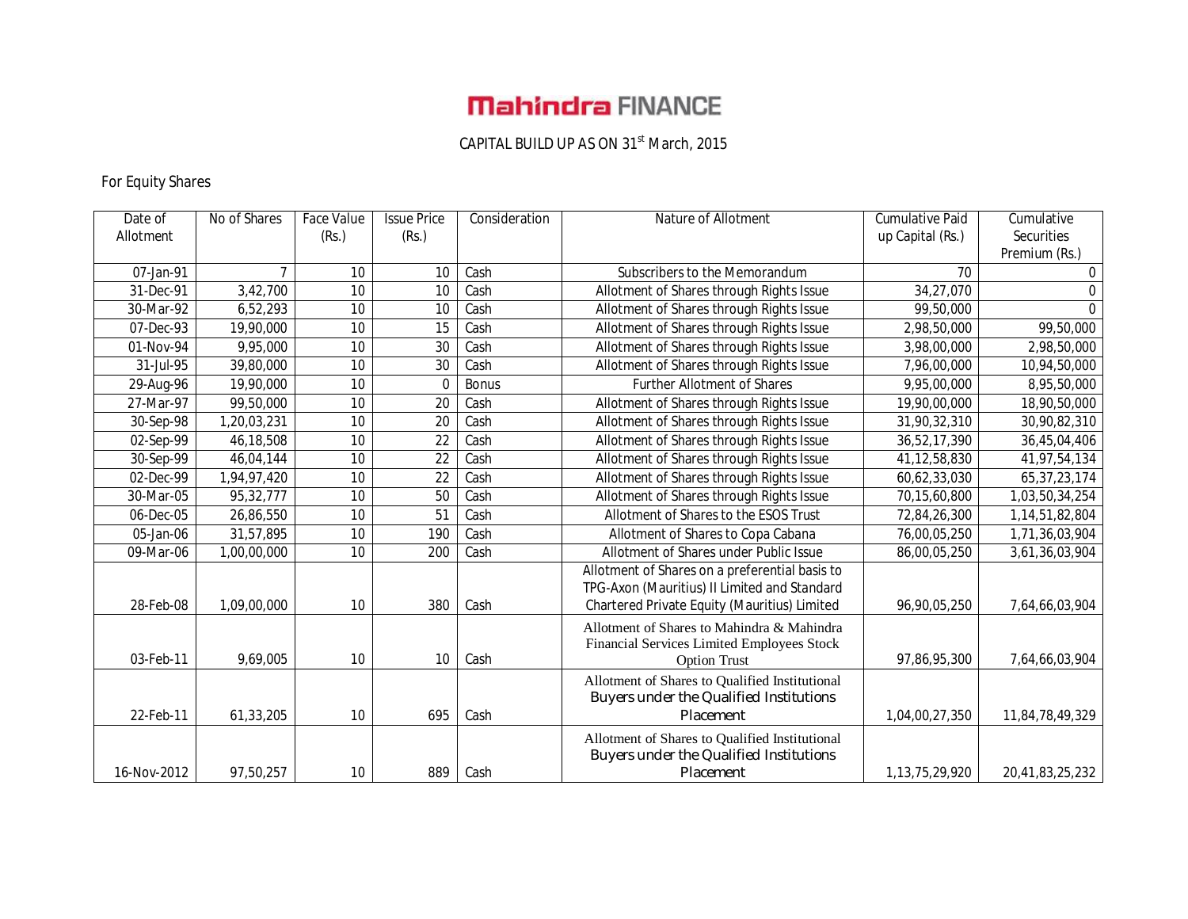# Mahindra FINANCE

CAPITAL BUILD UP AS ON 31st March, 2015

For Equity Shares

| Date of Allotment | No of Shares | Face Value (Rs.) | Issue Price (Rs.) | Consideration | Nature of Allotment | Cumulative Paid up Capital (Rs.) | Cumulative Securities Premium (Rs.) |
|---|---|---|---|---|---|---|---|
| 07-Jan-91 | 7 | 10 | 10 | Cash | Subscribers to the Memorandum | 70 | 0 |
| 31-Dec-91 | 3,42,700 | 10 | 10 | Cash | Allotment of Shares through Rights Issue | 34,27,070 | 0 |
| 30-Mar-92 | 6,52,293 | 10 | 10 | Cash | Allotment of Shares through Rights Issue | 99,50,000 | 0 |
| 07-Dec-93 | 19,90,000 | 10 | 15 | Cash | Allotment of Shares through Rights Issue | 2,98,50,000 | 99,50,000 |
| 01-Nov-94 | 9,95,000 | 10 | 30 | Cash | Allotment of Shares through Rights Issue | 3,98,00,000 | 2,98,50,000 |
| 31-Jul-95 | 39,80,000 | 10 | 30 | Cash | Allotment of Shares through Rights Issue | 7,96,00,000 | 10,94,50,000 |
| 29-Aug-96 | 19,90,000 | 10 | 0 | Bonus | Further Allotment of Shares | 9,95,00,000 | 8,95,50,000 |
| 27-Mar-97 | 99,50,000 | 10 | 20 | Cash | Allotment of Shares through Rights Issue | 19,90,00,000 | 18,90,50,000 |
| 30-Sep-98 | 1,20,03,231 | 10 | 20 | Cash | Allotment of Shares through Rights Issue | 31,90,32,310 | 30,90,82,310 |
| 02-Sep-99 | 46,18,508 | 10 | 22 | Cash | Allotment of Shares through Rights Issue | 36,52,17,390 | 36,45,04,406 |
| 30-Sep-99 | 46,04,144 | 10 | 22 | Cash | Allotment of Shares through Rights Issue | 41,12,58,830 | 41,97,54,134 |
| 02-Dec-99 | 1,94,97,420 | 10 | 22 | Cash | Allotment of Shares through Rights Issue | 60,62,33,030 | 65,37,23,174 |
| 30-Mar-05 | 95,32,777 | 10 | 50 | Cash | Allotment of Shares through Rights Issue | 70,15,60,800 | 1,03,50,34,254 |
| 06-Dec-05 | 26,86,550 | 10 | 51 | Cash | Allotment of Shares to the ESOS Trust | 72,84,26,300 | 1,14,51,82,804 |
| 05-Jan-06 | 31,57,895 | 10 | 190 | Cash | Allotment of Shares to Copa Cabana | 76,00,05,250 | 1,71,36,03,904 |
| 09-Mar-06 | 1,00,00,000 | 10 | 200 | Cash | Allotment of Shares under Public Issue | 86,00,05,250 | 3,61,36,03,904 |
| 28-Feb-08 | 1,09,00,000 | 10 | 380 | Cash | Allotment of Shares on a preferential basis to TPG-Axon (Mauritius) II Limited and Standard Chartered Private Equity (Mauritius) Limited | 96,90,05,250 | 7,64,66,03,904 |
| 03-Feb-11 | 9,69,005 | 10 | 10 | Cash | Allotment of Shares to Mahindra & Mahindra Financial Services Limited Employees Stock Option Trust | 97,86,95,300 | 7,64,66,03,904 |
| 22-Feb-11 | 61,33,205 | 10 | 695 | Cash | Allotment of Shares to Qualified Institutional Buyers under the Qualified Institutions Placement | 1,04,00,27,350 | 11,84,78,49,329 |
| 16-Nov-2012 | 97,50,257 | 10 | 889 | Cash | Allotment of Shares to Qualified Institutional Buyers under the Qualified Institutions Placement | 1,13,75,29,920 | 20,41,83,25,232 |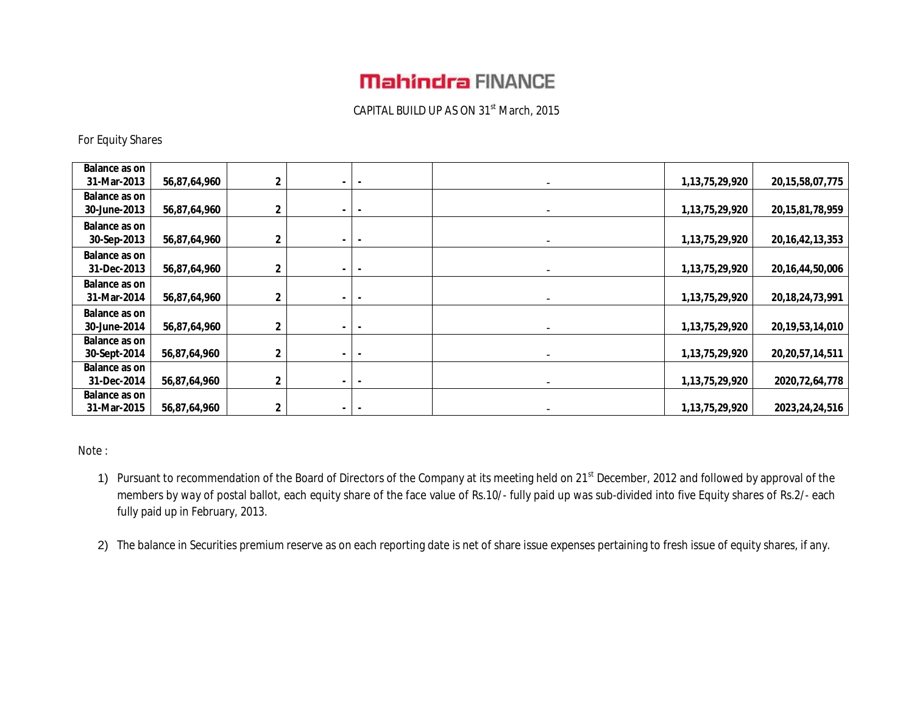# Mahindra FINANCE

CAPITAL BUILD UP AS ON 31st March, 2015

For Equity Shares

| | | | | | | | |
|---|---|---|---|---|---|---|---|
| **Balance as on 31-Mar-2013** | **56,87,64,960** | **2** | **-** | **-** | - | **1,13,75,29,920** | **20,15,58,07,775** |
| **Balance as on 30-June-2013** | **56,87,64,960** | **2** | **-** | **-** | - | **1,13,75,29,920** | **20,15,81,78,959** |
| **Balance as on 30-Sep-2013** | **56,87,64,960** | **2** | **-** | **-** | - | **1,13,75,29,920** | **20,16,42,13,353** |
| **Balance as on 31-Dec-2013** | **56,87,64,960** | **2** | **-** | **-** | - | **1,13,75,29,920** | **20,16,44,50,006** |
| **Balance as on 31-Mar-2014** | **56,87,64,960** | **2** | **-** | **-** | - | **1,13,75,29,920** | **20,18,24,73,991** |
| **Balance as on 30-June-2014** | **56,87,64,960** | **2** | **-** | **-** | - | **1,13,75,29,920** | **20,19,53,14,010** |
| **Balance as on 30-Sept-2014** | **56,87,64,960** | **2** | **-** | **-** | - | **1,13,75,29,920** | **20,20,57,14,511** |
| **Balance as on 31-Dec-2014** | **56,87,64,960** | **2** | **-** | **-** | - | **1,13,75,29,920** | **2020,72,64,778** |
| **Balance as on 31-Mar-2015** | **56,87,64,960** | **2** | **-** | **-** | - | **1,13,75,29,920** | **2023,24,24,516** |

Note :

1) Pursuant to recommendation of the Board of Directors of the Company at its meeting held on 21st December, 2012 and followed by approval of the members by way of postal ballot, each equity share of the face value of Rs.10/- fully paid up was sub-divided into five Equity shares of Rs.2/- each fully paid up in February, 2013.

2) The balance in Securities premium reserve as on each reporting date is net of share issue expenses pertaining to fresh issue of equity shares, if any.